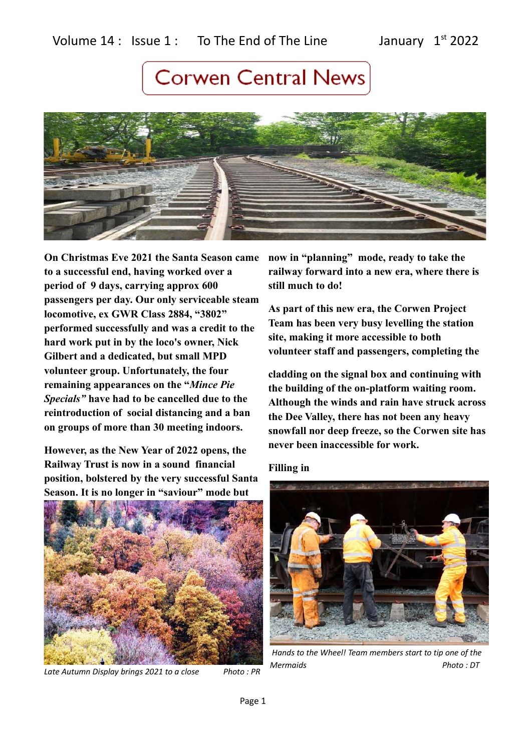Volume 14 : Issue 1 : To The End of The Line January 1st 2022

# Corwen Central News

**On Christmas Eve 2021 the Santa Season came to a successful end, having worked over a period of 9 days, carrying approx 600 passengers per day. Our only serviceable steam locomotive, ex GWR Class 2884, "3802" performed successfully and was a credit to the hard work put in by the loco's owner, Nick Gilbert and a dedicated, but small MPD volunteer group. Unfortunately, the four remaining appearances on the "*Mince Pie Specials"* have had to be cancelled due to the reintroduction of social distancing and a ban on groups of more than 30 meeting indoors.**

**However, as the New Year of 2022 opens, the Railway Trust is now in a sound financial position, bolstered by the very successful Santa Season. It is no longer in "saviour" mode but now in "planning" mode, ready to take the railway forward into a new era, where there is still much to do!**

*Late Autumn Display brings 2021 to a close Photo : PR*

**As part of this new era, the Corwen Project Team has been very busy levelling the station site, making it more accessible to both volunteer staff and passengers, completing the cladding on the signal box and continuing with the building of the on-platform waiting room. Although the winds and rain have struck across the Dee Valley, there has not been any heavy snowfall nor deep freeze, so the Corwen site has never been inaccessible for work.**

**Filling in**

*Hands to the Wheel! Team members start to tip one of the Mermaids Photo : DT*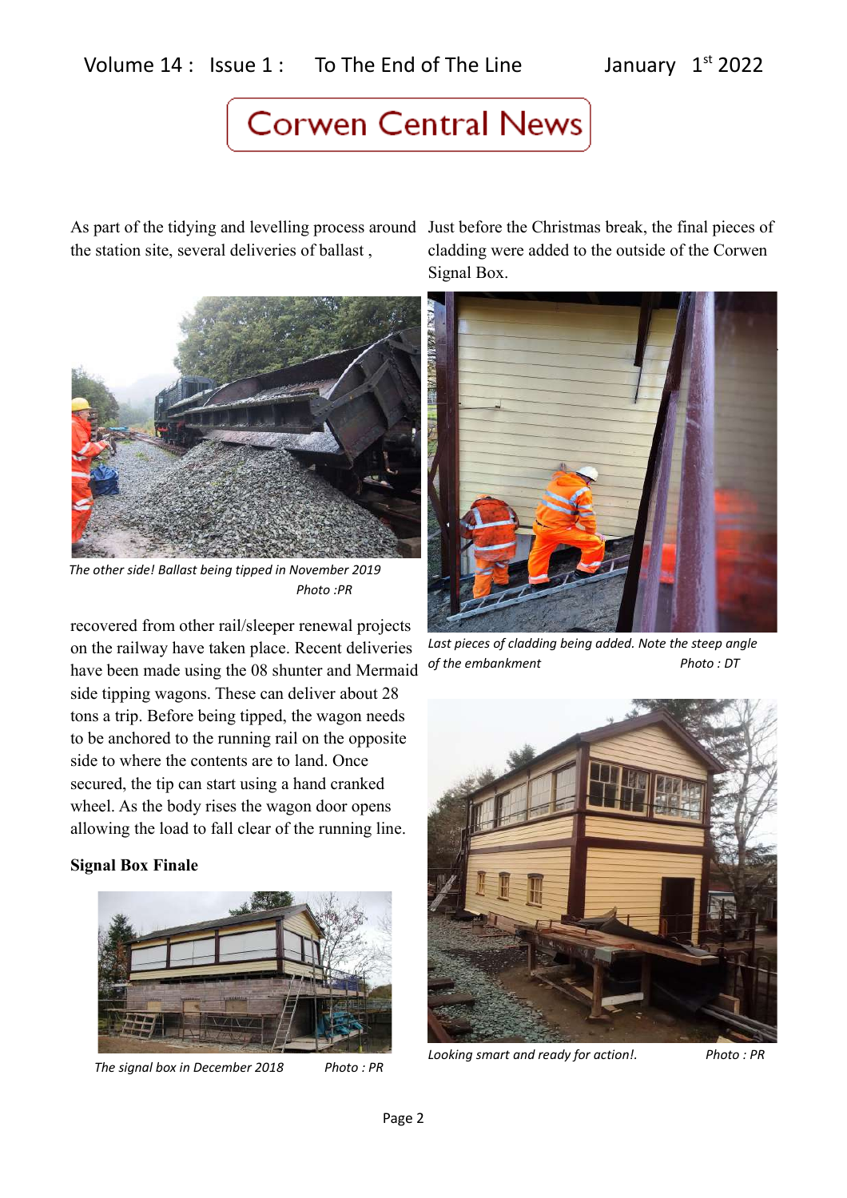# Corwen Central News

As part of the tidying and levelling process around the station site, several deliveries of ballast ,

*The other side! Ballast being tipped in November 2019 Photo :PR*

recovered from other rail/sleeper renewal projects on the railway have taken place. Recent deliveries have been made using the 08 shunter and Mermaid side tipping wagons. These can deliver about 28 tons a trip. Before being tipped, the wagon needs to be anchored to the running rail on the opposite side to where the contents are to land. Once secured, the tip can start using a hand cranked wheel. As the body rises the wagon door opens allowing the load to fall clear of the running line.

**Signal Box Finale**

*The signal box in December 2018 Photo : PR*

Just before the Christmas break, the final pieces of cladding were added to the outside of the Corwen Signal Box.

*Last pieces of cladding being added. Note the steep angle of the embankment Photo : DT*

*Looking smart and ready for action!. Photo : PR*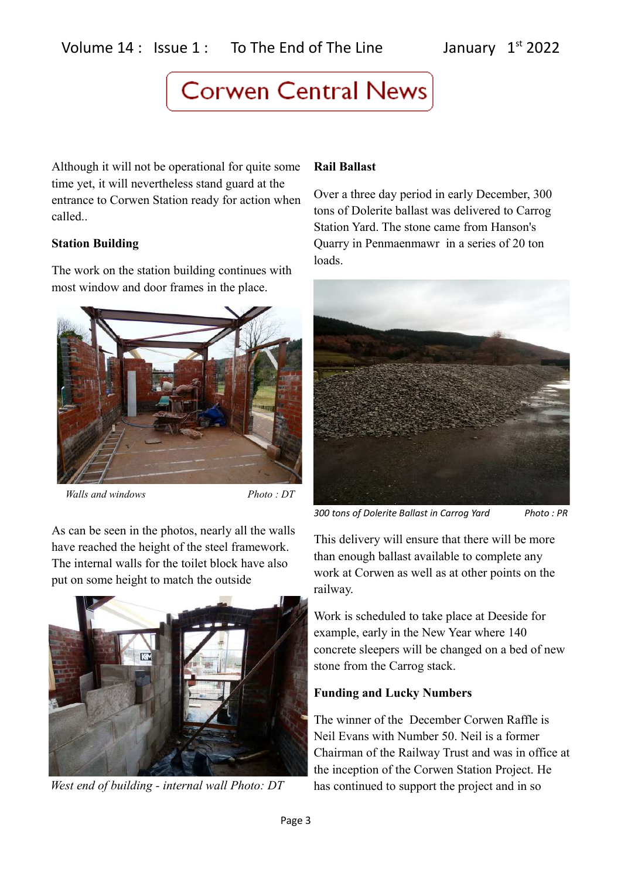Although it will not be operational for quite some time yet, it will nevertheless stand guard at the entrance to Corwen Station ready for action when called..

**Station Building**

The work on the station building continues with most window and door frames in the place.

*Walls and windows* *Photo : DT*

As can be seen in the photos, nearly all the walls have reached the height of the steel framework. The internal walls for the toilet block have also put on some height to match the outside

*West end of building - internal wall Photo: DT*

**Rail Ballast**

Over a three day period in early December, 300 tons of Dolerite ballast was delivered to Carrog Station Yard. The stone came from Hanson's Quarry in Penmaenmawr in a series of 20 ton loads.

*300 tons of Dolerite Ballast in Carrog Yard* *Photo : PR*

This delivery will ensure that there will be more than enough ballast available to complete any work at Corwen as well as at other points on the railway.

Work is scheduled to take place at Deeside for example, early in the New Year where 140 concrete sleepers will be changed on a bed of new stone from the Carrog stack.

**Funding and Lucky Numbers**

The winner of the December Corwen Raffle is Neil Evans with Number 50. Neil is a former Chairman of the Railway Trust and was in office at the inception of the Corwen Station Project. He has continued to support the project and in so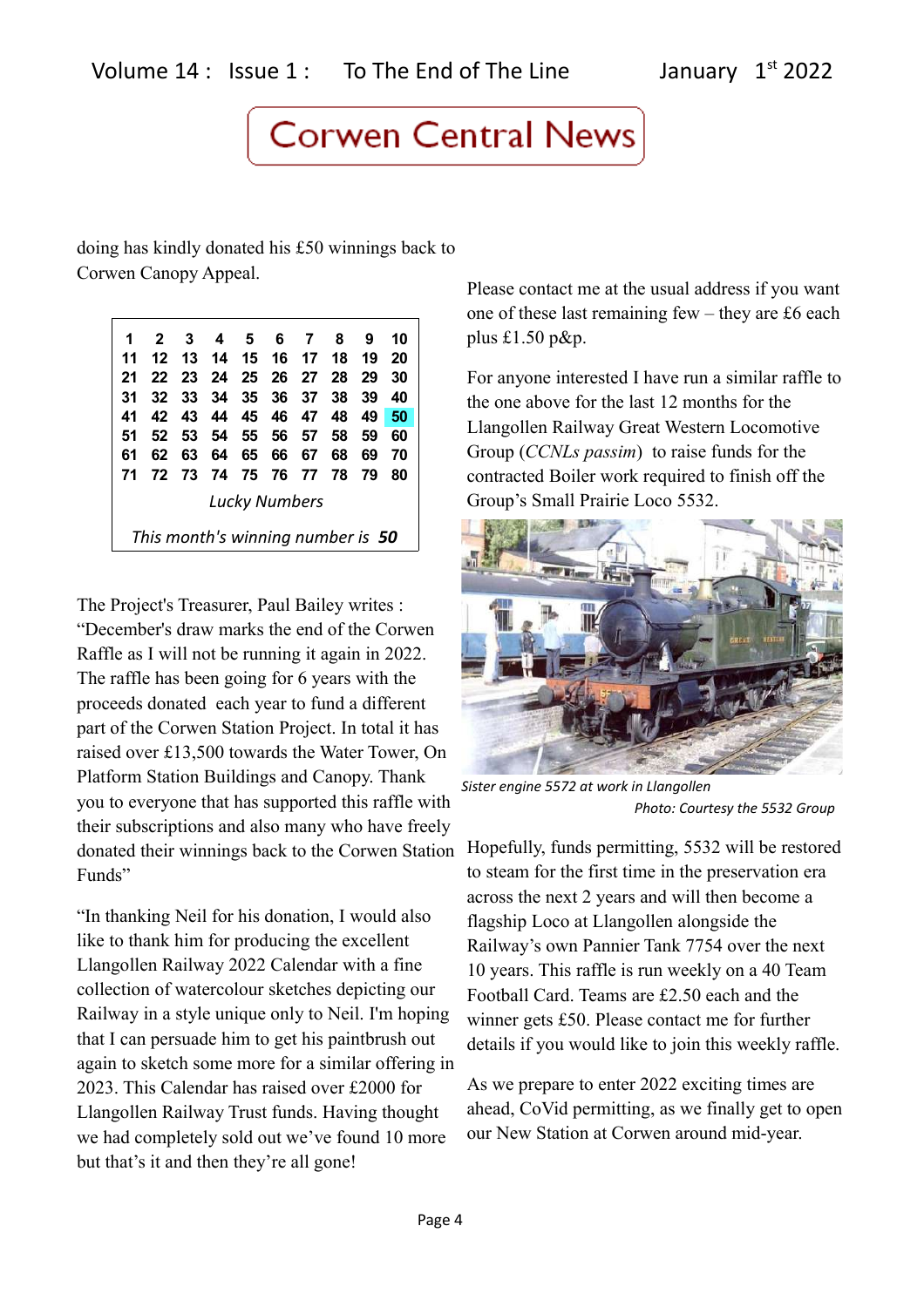# Corwen Central News

doing has kindly donated his £50 winnings back to Corwen Canopy Appeal.

| 1 | 2 | 3 | 4 | 5 | 6 | 7 | 8 | 9 | 10 |
|---|---|---|---|---|---|---|---|---|---|
| 11 | 12 | 13 | 14 | 15 | 16 | 17 | 18 | 19 | 20 |
| 21 | 22 | 23 | 24 | 25 | 26 | 27 | 28 | 29 | 30 |
| 31 | 32 | 33 | 34 | 35 | 36 | 37 | 38 | 39 | 40 |
| 41 | 42 | 43 | 44 | 45 | 46 | 47 | 48 | 49 | 50 |
| 51 | 52 | 53 | 54 | 55 | 56 | 57 | 58 | 59 | 60 |
| 61 | 62 | 63 | 64 | 65 | 66 | 67 | 68 | 69 | 70 |
| 71 | 72 | 73 | 74 | 75 | 76 | 77 | 78 | 79 | 80 |

*Lucky Numbers*

*This month's winning number is **50***

The Project's Treasurer, Paul Bailey writes : "December's draw marks the end of the Corwen Raffle as I will not be running it again in 2022. The raffle has been going for 6 years with the proceeds donated each year to fund a different part of the Corwen Station Project. In total it has raised over £13,500 towards the Water Tower, On Platform Station Buildings and Canopy. Thank you to everyone that has supported this raffle with their subscriptions and also many who have freely donated their winnings back to the Corwen Station Funds"

"In thanking Neil for his donation, I would also like to thank him for producing the excellent Llangollen Railway 2022 Calendar with a fine collection of watercolour sketches depicting our Railway in a style unique only to Neil. I'm hoping that I can persuade him to get his paintbrush out again to sketch some more for a similar offering in 2023. This Calendar has raised over £2000 for Llangollen Railway Trust funds. Having thought we had completely sold out we've found 10 more but that's it and then they're all gone!

Please contact me at the usual address if you want one of these last remaining few – they are £6 each plus £1.50 p&p.

For anyone interested I have run a similar raffle to the one above for the last 12 months for the Llangollen Railway Great Western Locomotive Group (*CCNLs passim*) to raise funds for the contracted Boiler work required to finish off the Group's Small Prairie Loco 5532.

*Sister engine 5572 at work in Llangollen*

*Photo: Courtesy the 5532 Group*

Hopefully, funds permitting, 5532 will be restored to steam for the first time in the preservation era across the next 2 years and will then become a flagship Loco at Llangollen alongside the Railway's own Pannier Tank 7754 over the next 10 years. This raffle is run weekly on a 40 Team Football Card. Teams are £2.50 each and the winner gets £50. Please contact me for further details if you would like to join this weekly raffle.

As we prepare to enter 2022 exciting times are ahead, CoVid permitting, as we finally get to open our New Station at Corwen around mid-year.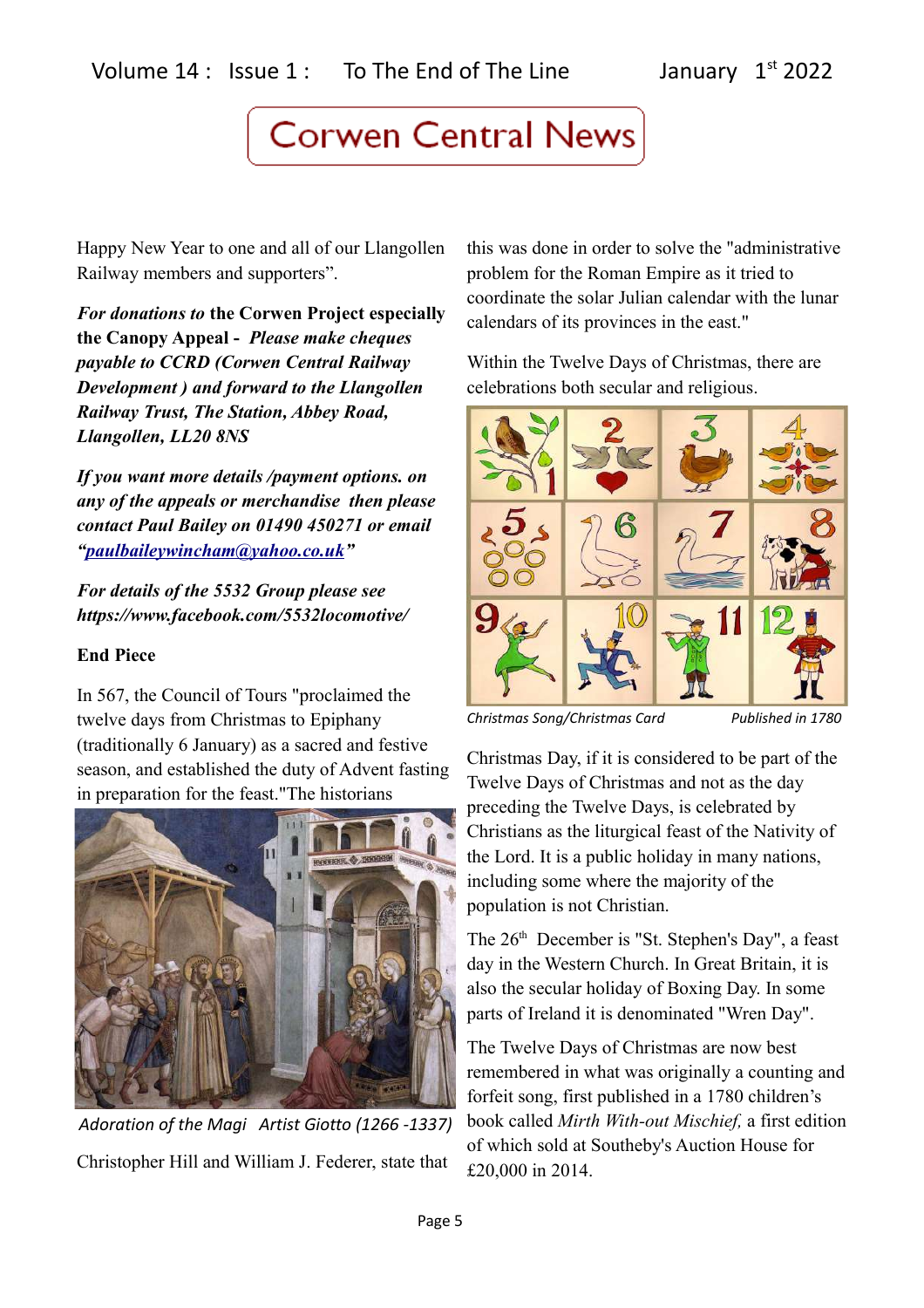# Corwen Central News

Happy New Year to one and all of our Llangollen Railway members and supporters".

***For donations to* the Corwen Project especially the Canopy Appeal -** ***Please make cheques payable to CCRD (Corwen Central Railway Development ) and forward to the Llangollen Railway Trust, The Station, Abbey Road, Llangollen, LL20 8NS***

***If you want more details /payment options. on any of the appeals or merchandise then please contact Paul Bailey on 01490 450271 or email "paulbaileywincham@yahoo.co.uk"***

***For details of the 5532 Group please see https://www.facebook.com/5532locomotive/***

**End Piece**

In 567, the Council of Tours "proclaimed the twelve days from Christmas to Epiphany (traditionally 6 January) as a sacred and festive season, and established the duty of Advent fasting in preparation for the feast."The historians

*Adoration of the Magi Artist Giotto (1266 -1337)*

Christopher Hill and William J. Federer, state that this was done in order to solve the "administrative problem for the Roman Empire as it tried to coordinate the solar Julian calendar with the lunar calendars of its provinces in the east."

Within the Twelve Days of Christmas, there are celebrations both secular and religious.

*Christmas Song/Christmas Card Published in 1780*

Christmas Day, if it is considered to be part of the Twelve Days of Christmas and not as the day preceding the Twelve Days, is celebrated by Christians as the liturgical feast of the Nativity of the Lord. It is a public holiday in many nations, including some where the majority of the population is not Christian.

The 26th December is "St. Stephen's Day", a feast day in the Western Church. In Great Britain, it is also the secular holiday of Boxing Day. In some parts of Ireland it is denominated "Wren Day".

The Twelve Days of Christmas are now best remembered in what was originally a counting and forfeit song, first published in a 1780 children's book called *Mirth With-out Mischief,* a first edition of which sold at Southeby's Auction House for £20,000 in 2014.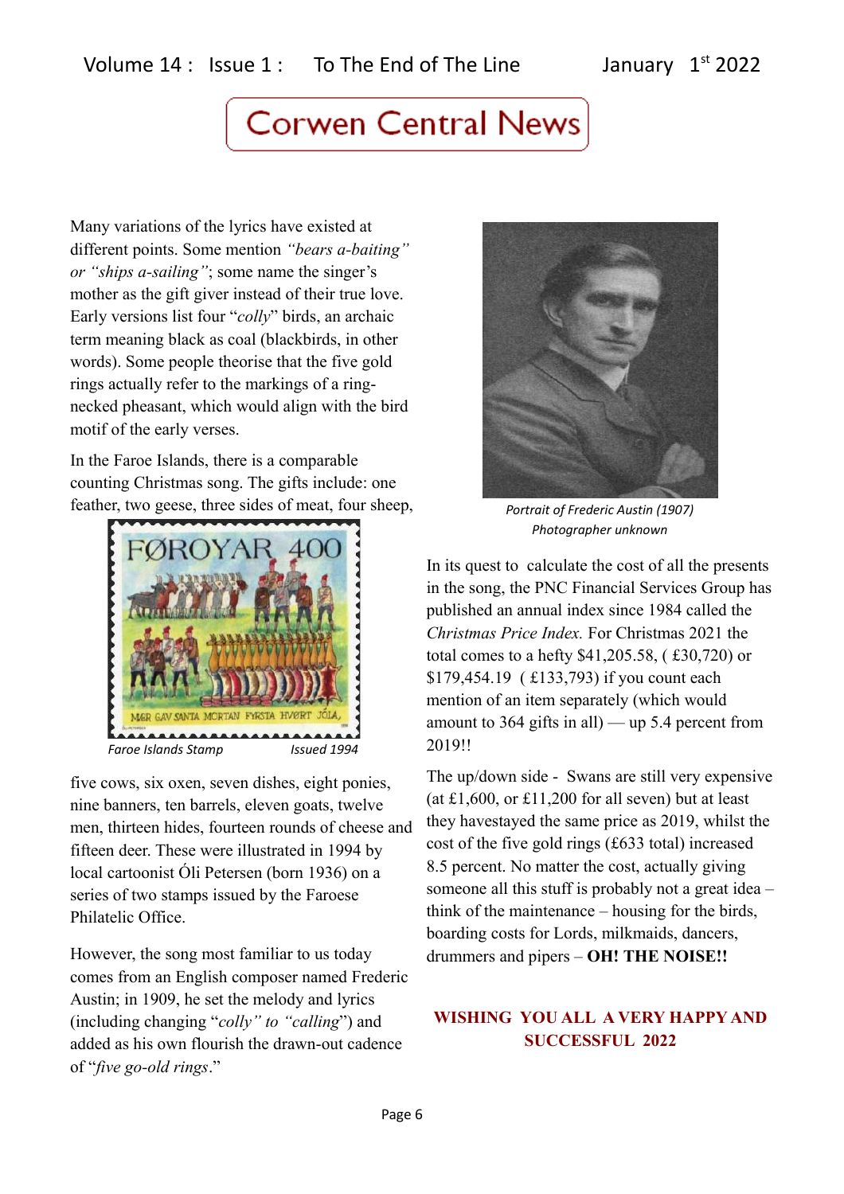# Corwen Central News

Many variations of the lyrics have existed at different points. Some mention *"bears a-baiting" or "ships a-sailing"*; some name the singer's mother as the gift giver instead of their true love. Early versions list four "*colly*" birds, an archaic term meaning black as coal (blackbirds, in other words). Some people theorise that the five gold rings actually refer to the markings of a ring-necked pheasant, which would align with the bird motif of the early verses.

In the Faroe Islands, there is a comparable counting Christmas song. The gifts include: one feather, two geese, three sides of meat, four sheep, five cows, six oxen, seven dishes, eight ponies, nine banners, ten barrels, eleven goats, twelve men, thirteen hides, fourteen rounds of cheese and fifteen deer. These were illustrated in 1994 by local cartoonist Óli Petersen (born 1936) on a series of two stamps issued by the Faroese Philatelic Office.

*Faroe Islands Stamp Issued 1994*

However, the song most familiar to us today comes from an English composer named Frederic Austin; in 1909, he set the melody and lyrics (including changing "*colly" to "calling*") and added as his own flourish the drawn-out cadence of "*five go-old rings*."

*Portrait of Frederic Austin (1907)*
*Photographer unknown*

In its quest to calculate the cost of all the presents in the song, the PNC Financial Services Group has published an annual index since 1984 called the *Christmas Price Index.* For Christmas 2021 the total comes to a hefty $41,205.58, ( £30,720) or $179,454.19 ( £133,793) if you count each mention of an item separately (which would amount to 364 gifts in all) — up 5.4 percent from 2019!!

The up/down side - Swans are still very expensive (at £1,600, or £11,200 for all seven) but at least they havestayed the same price as 2019, whilst the cost of the five gold rings (£633 total) increased 8.5 percent. No matter the cost, actually giving someone all this stuff is probably not a great idea – think of the maintenance – housing for the birds, boarding costs for Lords, milkmaids, dancers, drummers and pipers – **OH! THE NOISE!!**

**WISHING YOU ALL A VERY HAPPY AND SUCCESSFUL 2022**